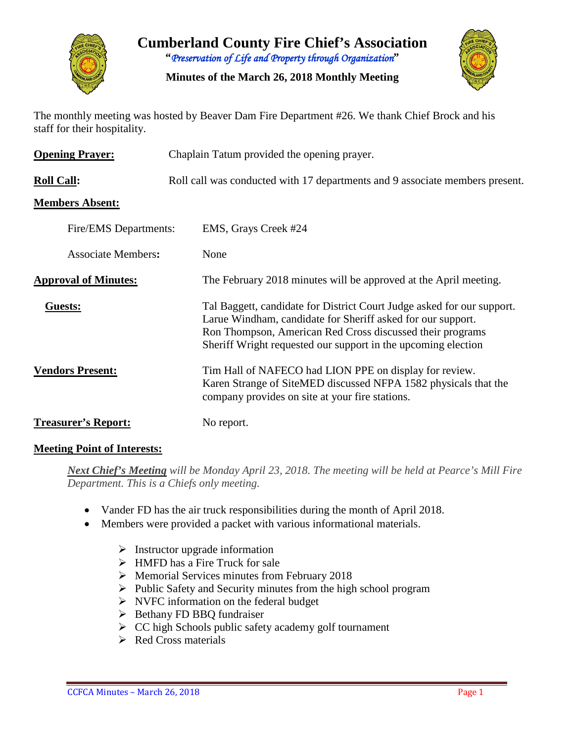# Cumberland County Fire Chief's Association

*"Preservation of Life and Property through Organization"*

**Minutes of the March 26, 2018 Monthly Meeting**

The monthly meeting was hosted by Beaver Dam Fire Department #26. We thank Chief Brock and his staff for their hospitality.

**Opening Prayer:** Chaplain Tatum provided the opening prayer.

**Roll Call:** Roll call was conducted with 17 departments and 9 associate members present.

**Members Absent:**

Fire/EMS Departments: EMS, Grays Creek #24

Associate Members: None

**Approval of Minutes:** The February 2018 minutes will be approved at the April meeting.

**Guests:**
Tal Baggett, candidate for District Court Judge asked for our support.
Larue Windham, candidate for Sheriff asked for our support.
Ron Thompson, American Red Cross discussed their programs
Sheriff Wright requested our support in the upcoming election

**Vendors Present:**
Tim Hall of NAFECO had LION PPE on display for review.
Karen Strange of SiteMED discussed NFPA 1582 physicals that the company provides on site at your fire stations.

**Treasurer's Report:** No report.

**Meeting Point of Interests:**

***Next Chief's Meeting*** *will be Monday April 23, 2018. The meeting will be held at Pearce's Mill Fire Department. This is a Chiefs only meeting.*

- Vander FD has the air truck responsibilities during the month of April 2018.
- Members were provided a packet with various informational materials.
  - Instructor upgrade information
  - HMFD has a Fire Truck for sale
  - Memorial Services minutes from February 2018
  - Public Safety and Security minutes from the high school program
  - NVFC information on the federal budget
  - Bethany FD BBQ fundraiser
  - CC high Schools public safety academy golf tournament
  - Red Cross materials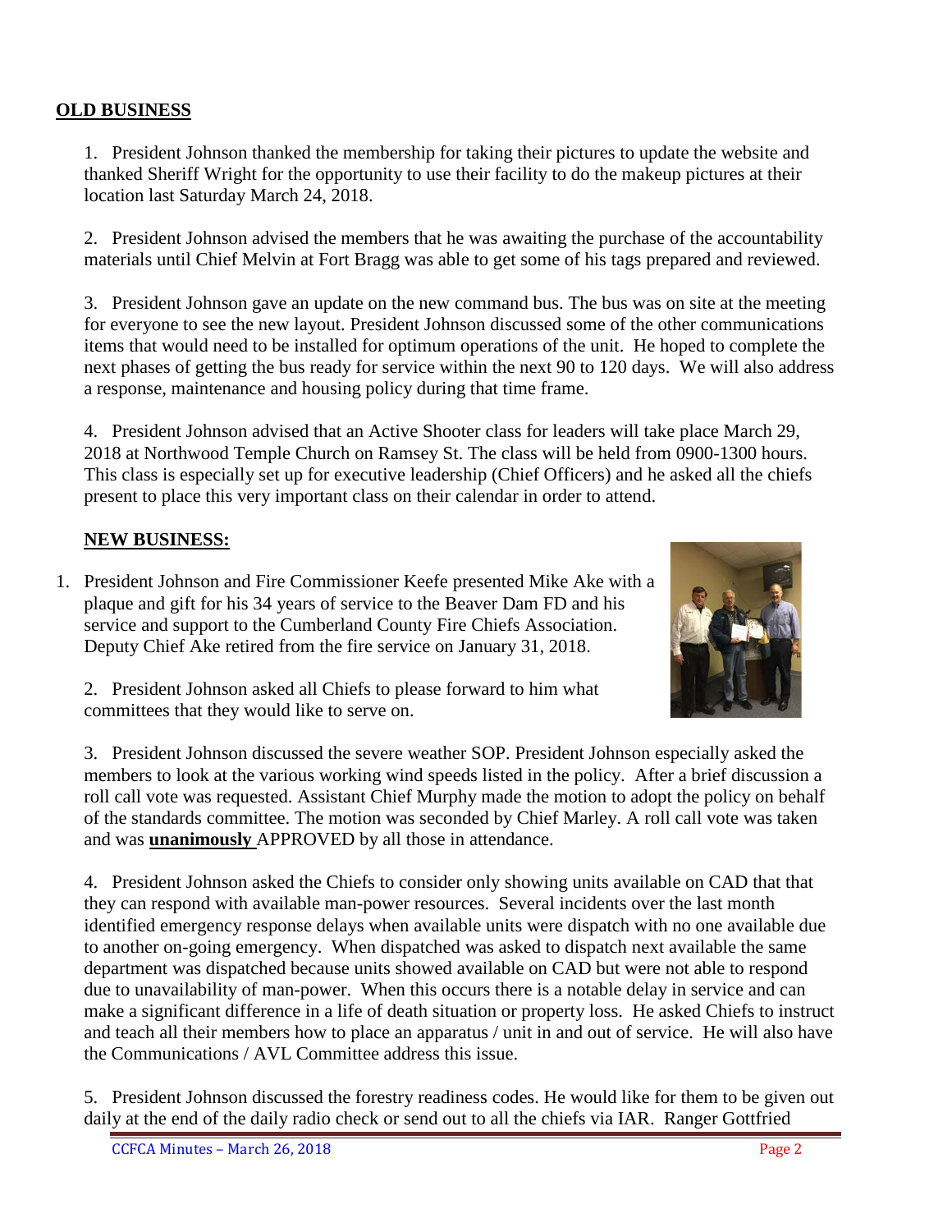## OLD BUSINESS

1. President Johnson thanked the membership for taking their pictures to update the website and thanked Sheriff Wright for the opportunity to use their facility to do the makeup pictures at their location last Saturday March 24, 2018.

2. President Johnson advised the members that he was awaiting the purchase of the accountability materials until Chief Melvin at Fort Bragg was able to get some of his tags prepared and reviewed.

3. President Johnson gave an update on the new command bus. The bus was on site at the meeting for everyone to see the new layout. President Johnson discussed some of the other communications items that would need to be installed for optimum operations of the unit. He hoped to complete the next phases of getting the bus ready for service within the next 90 to 120 days. We will also address a response, maintenance and housing policy during that time frame.

4. President Johnson advised that an Active Shooter class for leaders will take place March 29, 2018 at Northwood Temple Church on Ramsey St. The class will be held from 0900-1300 hours. This class is especially set up for executive leadership (Chief Officers) and he asked all the chiefs present to place this very important class on their calendar in order to attend.

## NEW BUSINESS:

1. President Johnson and Fire Commissioner Keefe presented Mike Ake with a plaque and gift for his 34 years of service to the Beaver Dam FD and his service and support to the Cumberland County Fire Chiefs Association. Deputy Chief Ake retired from the fire service on January 31, 2018.

2. President Johnson asked all Chiefs to please forward to him what committees that they would like to serve on.

3. President Johnson discussed the severe weather SOP. President Johnson especially asked the members to look at the various working wind speeds listed in the policy. After a brief discussion a roll call vote was requested. Assistant Chief Murphy made the motion to adopt the policy on behalf of the standards committee. The motion was seconded by Chief Marley. A roll call vote was taken and was **unanimously** APPROVED by all those in attendance.

4. President Johnson asked the Chiefs to consider only showing units available on CAD that that they can respond with available man-power resources. Several incidents over the last month identified emergency response delays when available units were dispatch with no one available due to another on-going emergency. When dispatched was asked to dispatch next available the same department was dispatched because units showed available on CAD but were not able to respond due to unavailability of man-power. When this occurs there is a notable delay in service and can make a significant difference in a life of death situation or property loss. He asked Chiefs to instruct and teach all their members how to place an apparatus / unit in and out of service. He will also have the Communications / AVL Committee address this issue.

5. President Johnson discussed the forestry readiness codes. He would like for them to be given out daily at the end of the daily radio check or send out to all the chiefs via IAR. Ranger Gottfried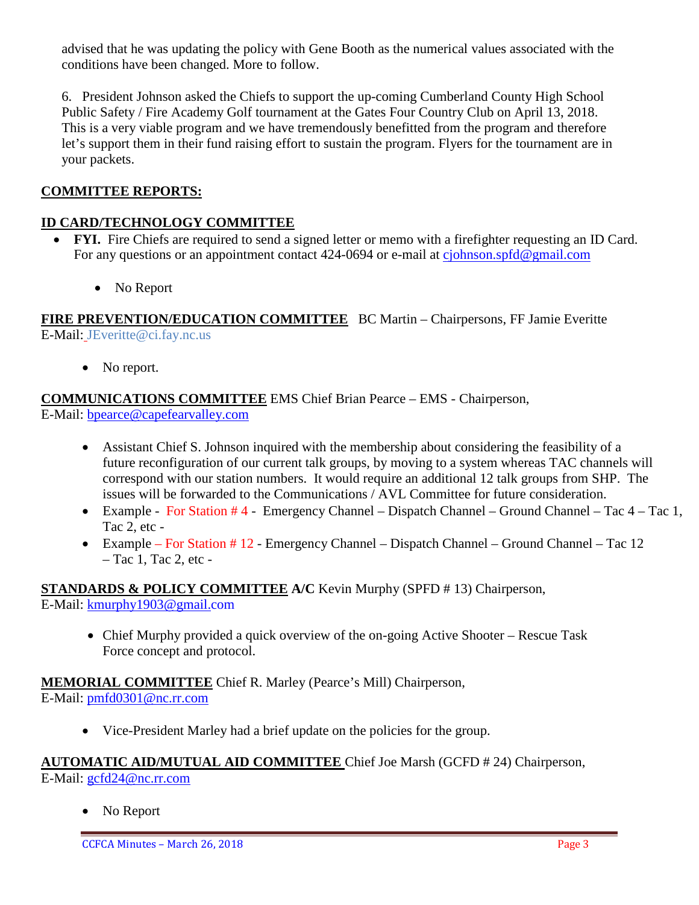advised that he was updating the policy with Gene Booth as the numerical values associated with the conditions have been changed. More to follow.

6. President Johnson asked the Chiefs to support the up-coming Cumberland County High School Public Safety / Fire Academy Golf tournament at the Gates Four Country Club on April 13, 2018. This is a very viable program and we have tremendously benefitted from the program and therefore let's support them in their fund raising effort to sustain the program. Flyers for the tournament are in your packets.

## COMMITTEE REPORTS:

### ID CARD/TECHNOLOGY COMMITTEE

- **FYI.** Fire Chiefs are required to send a signed letter or memo with a firefighter requesting an ID Card. For any questions or an appointment contact 424-0694 or e-mail at cjohnson.spfd@gmail.com
  - No Report

**FIRE PREVENTION/EDUCATION COMMITTEE** BC Martin – Chairpersons, FF Jamie Everitte
E-Mail: JEveritte@ci.fay.nc.us

- No report.

**COMMUNICATIONS COMMITTEE** EMS Chief Brian Pearce – EMS - Chairperson,
E-Mail: bpearce@capefearvalley.com

- Assistant Chief S. Johnson inquired with the membership about considering the feasibility of a future reconfiguration of our current talk groups, by moving to a system whereas TAC channels will correspond with our station numbers. It would require an additional 12 talk groups from SHP. The issues will be forwarded to the Communications / AVL Committee for future consideration.
- Example - For Station # 4 - Emergency Channel – Dispatch Channel – Ground Channel – Tac 4 – Tac 1, Tac 2, etc -
- Example – For Station # 12 - Emergency Channel – Dispatch Channel – Ground Channel – Tac 12 – Tac 1, Tac 2, etc -

**STANDARDS & POLICY COMMITTEE A/C** Kevin Murphy (SPFD # 13) Chairperson,
E-Mail: kmurphy1903@gmail.com

- Chief Murphy provided a quick overview of the on-going Active Shooter – Rescue Task Force concept and protocol.

**MEMORIAL COMMITTEE** Chief R. Marley (Pearce's Mill) Chairperson,
E-Mail: pmfd0301@nc.rr.com

- Vice-President Marley had a brief update on the policies for the group.

**AUTOMATIC AID/MUTUAL AID COMMITTEE** Chief Joe Marsh (GCFD # 24) Chairperson,
E-Mail: gcfd24@nc.rr.com

- No Report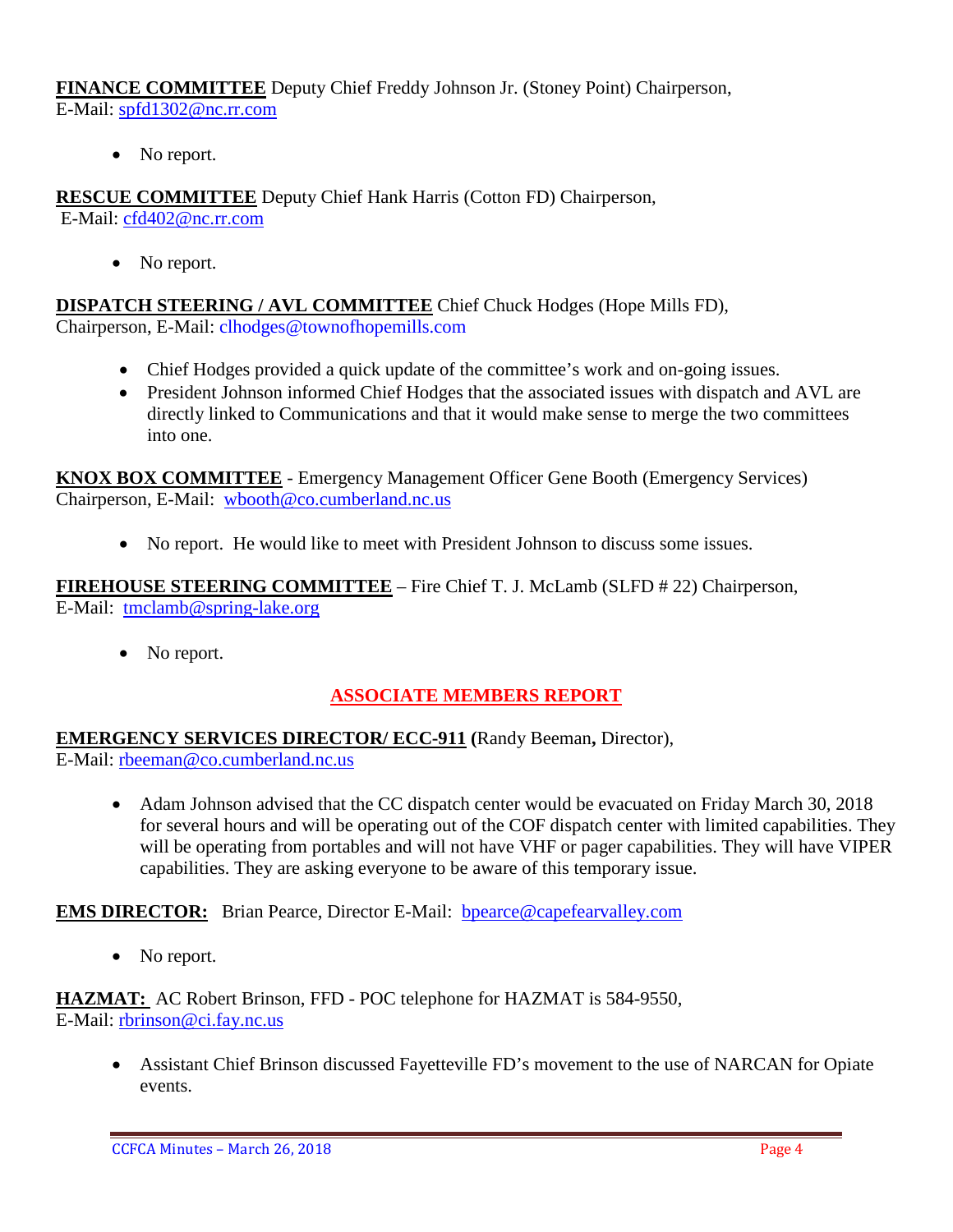**FINANCE COMMITTEE** Deputy Chief Freddy Johnson Jr. (Stoney Point) Chairperson, E-Mail: spfd1302@nc.rr.com

- No report.

**RESCUE COMMITTEE** Deputy Chief Hank Harris (Cotton FD) Chairperson, E-Mail: cfd402@nc.rr.com

- No report.

**DISPATCH STEERING / AVL COMMITTEE** Chief Chuck Hodges (Hope Mills FD), Chairperson, E-Mail: clhodges@townofhopemills.com

- Chief Hodges provided a quick update of the committee's work and on-going issues.
- President Johnson informed Chief Hodges that the associated issues with dispatch and AVL are directly linked to Communications and that it would make sense to merge the two committees into one.

**KNOX BOX COMMITTEE** - Emergency Management Officer Gene Booth (Emergency Services) Chairperson, E-Mail: wbooth@co.cumberland.nc.us

- No report. He would like to meet with President Johnson to discuss some issues.

**FIREHOUSE STEERING COMMITTEE** – Fire Chief T. J. McLamb (SLFD # 22) Chairperson, E-Mail: tmclamb@spring-lake.org

- No report.

## ASSOCIATE MEMBERS REPORT

**EMERGENCY SERVICES DIRECTOR/ ECC-911 (**Randy Beeman**,** Director), E-Mail: rbeeman@co.cumberland.nc.us

- Adam Johnson advised that the CC dispatch center would be evacuated on Friday March 30, 2018 for several hours and will be operating out of the COF dispatch center with limited capabilities. They will be operating from portables and will not have VHF or pager capabilities. They will have VIPER capabilities. They are asking everyone to be aware of this temporary issue.

**EMS DIRECTOR:** Brian Pearce, Director E-Mail: bpearce@capefearvalley.com

- No report.

**HAZMAT:** AC Robert Brinson, FFD - POC telephone for HAZMAT is 584-9550, E-Mail: rbrinson@ci.fay.nc.us

- Assistant Chief Brinson discussed Fayetteville FD's movement to the use of NARCAN for Opiate events.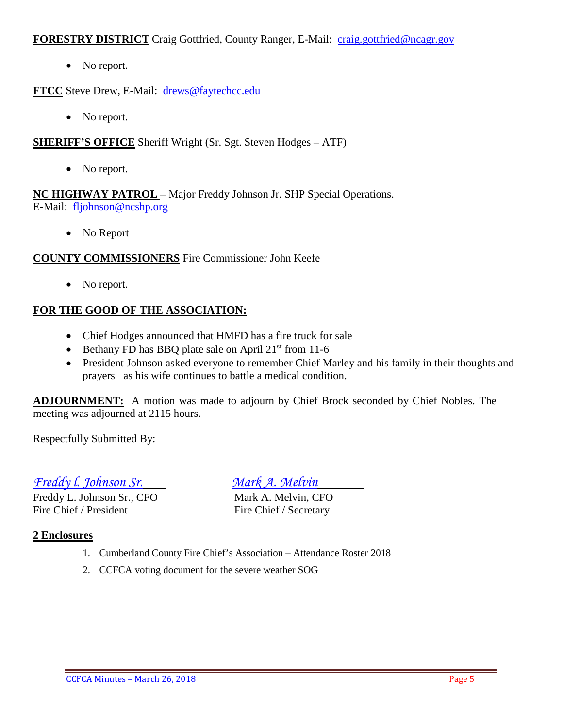**<u>FORESTRY DISTRICT</u>** Craig Gottfried, County Ranger, E-Mail: craig.gottfried@ncagr.gov

- No report.

**<u>FTCC</u>** Steve Drew, E-Mail: drews@faytechcc.edu

- No report.

**<u>SHERIFF'S OFFICE</u>** Sheriff Wright (Sr. Sgt. Steven Hodges – ATF)

- No report.

**<u>NC HIGHWAY PATROL</u>** – Major Freddy Johnson Jr. SHP Special Operations.
E-Mail: fljohnson@ncshp.org

- No Report

**<u>COUNTY COMMISSIONERS</u>** Fire Commissioner John Keefe

- No report.

**<u>FOR THE GOOD OF THE ASSOCIATION:</u>**

- Chief Hodges announced that HMFD has a fire truck for sale
- Bethany FD has BBQ plate sale on April 21st from 11-6
- President Johnson asked everyone to remember Chief Marley and his family in their thoughts and prayers as his wife continues to battle a medical condition.

**<u>ADJOURNMENT:</u>** A motion was made to adjourn by Chief Brock seconded by Chief Nobles. The meeting was adjourned at 2115 hours.

Respectfully Submitted By:

*Freddy l. Johnson Sr.*
Freddy L. Johnson Sr., CFO
Fire Chief / President

*Mark A. Melvin*
Mark A. Melvin, CFO
Fire Chief / Secretary

**<u>2 Enclosures</u>**

1. Cumberland County Fire Chief's Association – Attendance Roster 2018
2. CCFCA voting document for the severe weather SOG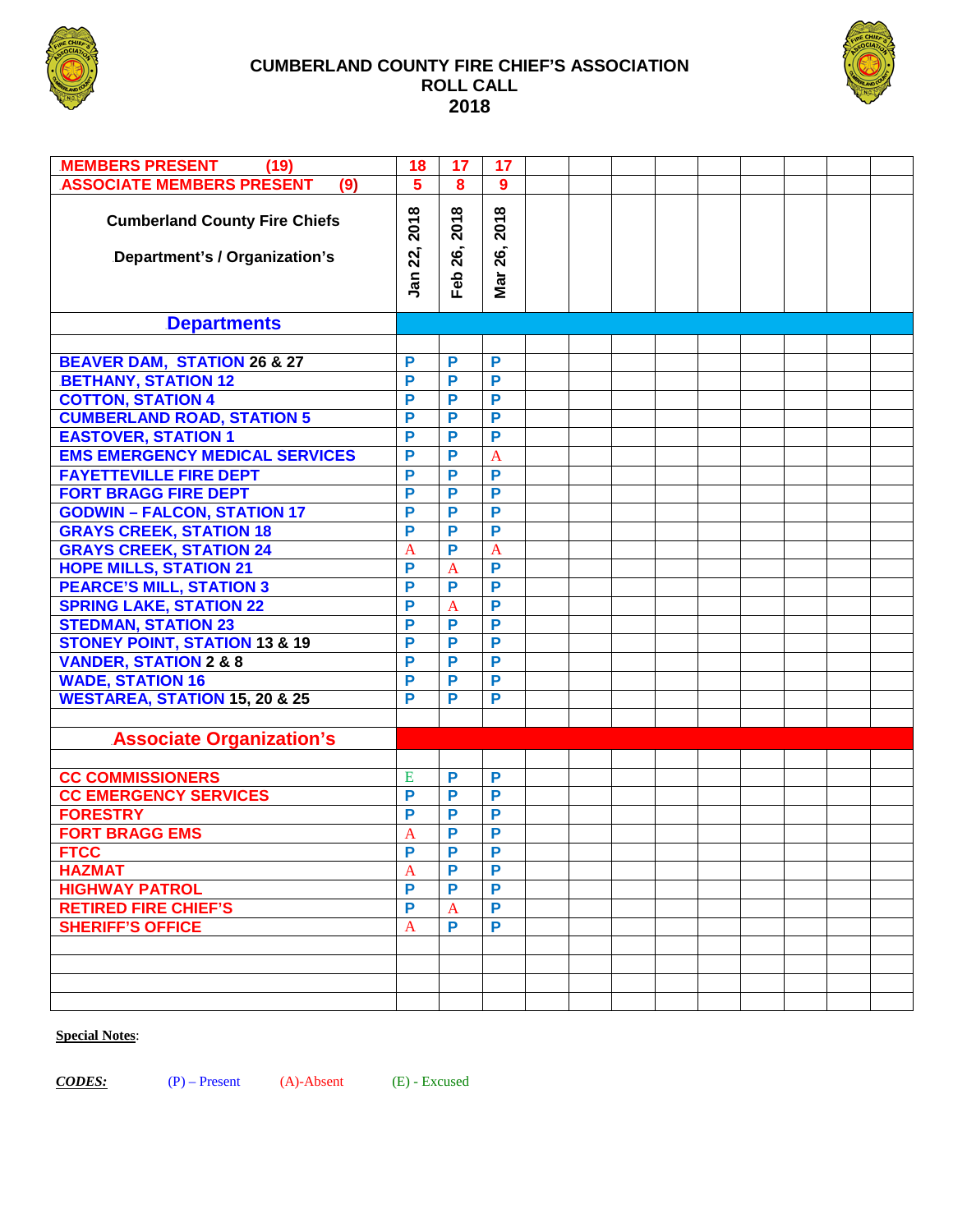# CUMBERLAND COUNTY FIRE CHIEF'S ASSOCIATION
## ROLL CALL
## 2018

| MEMBERS PRESENT (19) | 18 | 17 | 17 | | | | | | | | |
|---|---|---|---|---|---|---|---|---|---|---|---|
| ASSOCIATE MEMBERS PRESENT (9) | 5 | 8 | 9 | | | | | | | | |
| Cumberland County Fire Chiefs Department's / Organization's | Jan 22, 2018 | Feb 26, 2018 | Mar 26, 2018 | | | | | | | | |
| **Departments** | | | | | | | | | | | |
| | | | | | | | | | | | |
| BEAVER DAM, STATION 26 & 27 | P | P | P | | | | | | | | |
| BETHANY, STATION 12 | P | P | P | | | | | | | | |
| COTTON, STATION 4 | P | P | P | | | | | | | | |
| CUMBERLAND ROAD, STATION 5 | P | P | P | | | | | | | | |
| EASTOVER, STATION 1 | P | P | P | | | | | | | | |
| EMS EMERGENCY MEDICAL SERVICES | P | P | A | | | | | | | | |
| FAYETTEVILLE FIRE DEPT | P | P | P | | | | | | | | |
| FORT BRAGG FIRE DEPT | P | P | P | | | | | | | | |
| GODWIN – FALCON, STATION 17 | P | P | P | | | | | | | | |
| GRAYS CREEK, STATION 18 | P | P | P | | | | | | | | |
| GRAYS CREEK, STATION 24 | A | P | A | | | | | | | | |
| HOPE MILLS, STATION 21 | P | A | P | | | | | | | | |
| PEARCE'S MILL, STATION 3 | P | P | P | | | | | | | | |
| SPRING LAKE, STATION 22 | P | A | P | | | | | | | | |
| STEDMAN, STATION 23 | P | P | P | | | | | | | | |
| STONEY POINT, STATION 13 & 19 | P | P | P | | | | | | | | |
| VANDER, STATION 2 & 8 | P | P | P | | | | | | | | |
| WADE, STATION 16 | P | P | P | | | | | | | | |
| WESTAREA, STATION 15, 20 & 25 | P | P | P | | | | | | | | |
| | | | | | | | | | | | |
| **Associate Organization's** | | | | | | | | | | | |
| | | | | | | | | | | | |
| CC COMMISSIONERS | E | P | P | | | | | | | | |
| CC EMERGENCY SERVICES | P | P | P | | | | | | | | |
| FORESTRY | P | P | P | | | | | | | | |
| FORT BRAGG EMS | A | P | P | | | | | | | | |
| FTCC | P | P | P | | | | | | | | |
| HAZMAT | A | P | P | | | | | | | | |
| HIGHWAY PATROL | P | P | P | | | | | | | | |
| RETIRED FIRE CHIEF'S | P | A | P | | | | | | | | |
| SHERIFF'S OFFICE | A | P | P | | | | | | | | |

**Special Notes**:

***CODES:*** (P) – Present (A)-Absent (E) - Excused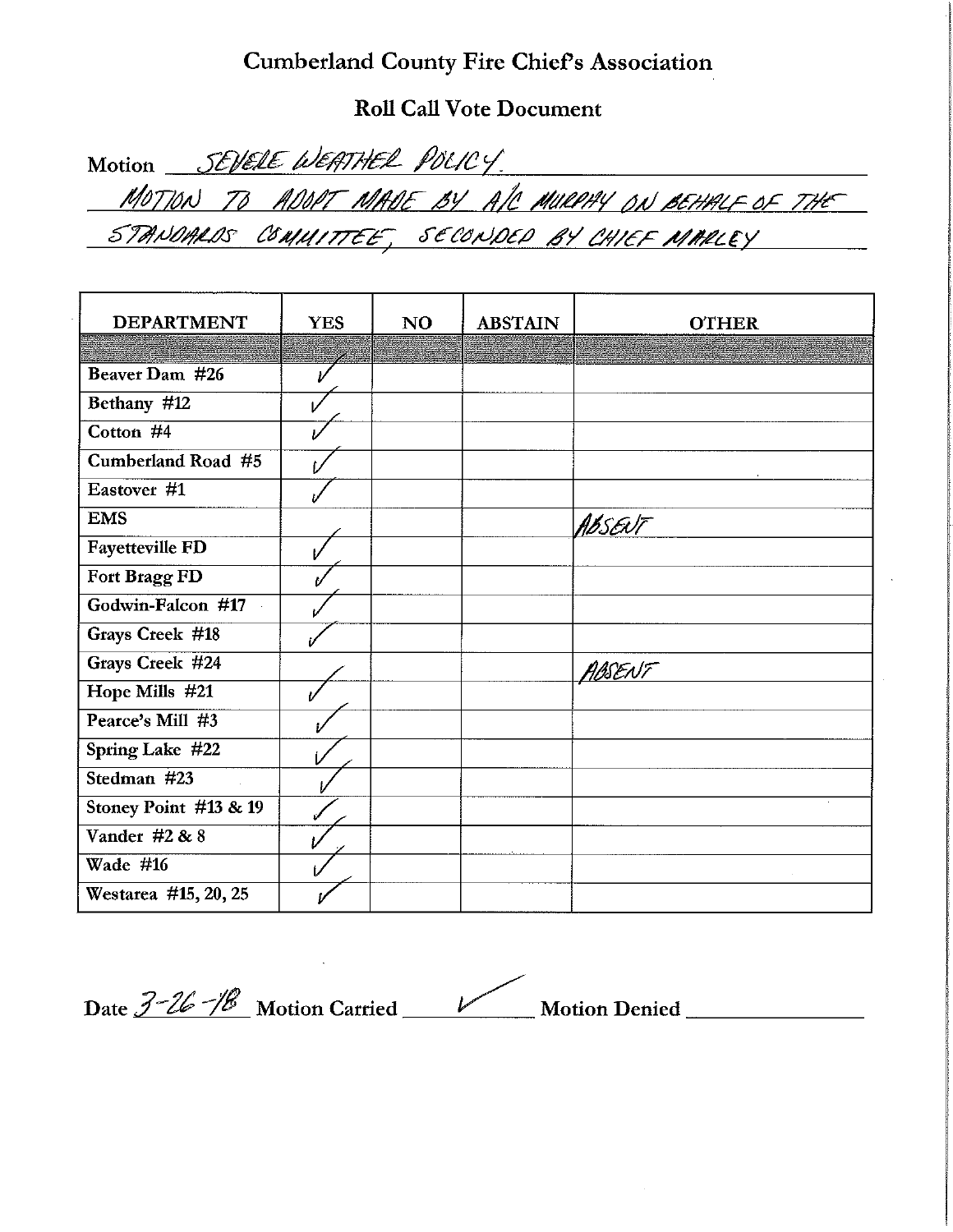# Cumberland County Fire Chief's Association

## Roll Call Vote Document

Motion SEVERE WEATHER POLICY.
MOTION TO ADOPT MADE BY A/C MURPHY ON BEHALF OF THE STANDARDS COMMITTEE, SECONDED BY CHIEF MARLEY

| DEPARTMENT | YES | NO | ABSTAIN | OTHER |
|---|---|---|---|---|
| Beaver Dam #26 | ✓ | | | |
| Bethany #12 | ✓ | | | |
| Cotton #4 | ✓ | | | |
| Cumberland Road #5 | ✓ | | | |
| Eastover #1 | ✓ | | | |
| EMS | | | | ABSENT |
| Fayetteville FD | ✓ | | | |
| Fort Bragg FD | ✓ | | | |
| Godwin-Falcon #17 | ✓ | | | |
| Grays Creek #18 | ✓ | | | |
| Grays Creek #24 | | | | ABSENT |
| Hope Mills #21 | ✓ | | | |
| Pearce's Mill #3 | ✓ | | | |
| Spring Lake #22 | ✓ | | | |
| Stedman #23 | ✓ | | | |
| Stoney Point #13 & 19 | ✓ | | | |
| Vander #2 & 8 | ✓ | | | |
| Wade #16 | ✓ | | | |
| Westarea #15, 20, 25 | ✓ | | | |

Date 3-26-18 Motion Carried ✓ Motion Denied \_\_\_\_\_\_\_\_